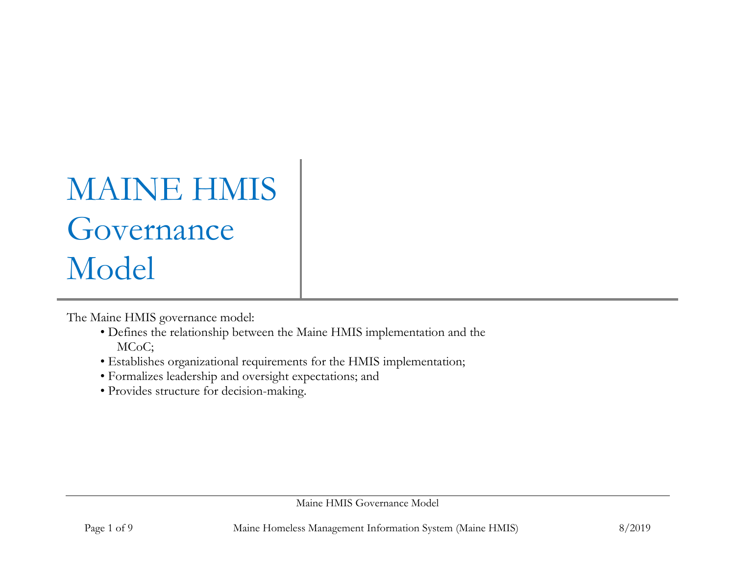# MAINE HMIS Governance Model

The Maine HMIS governance model:

- Defines the relationship between the Maine HMIS implementation and the MCoC;
- Establishes organizational requirements for the HMIS implementation;
- Formalizes leadership and oversight expectations; and
- Provides structure for decision-making.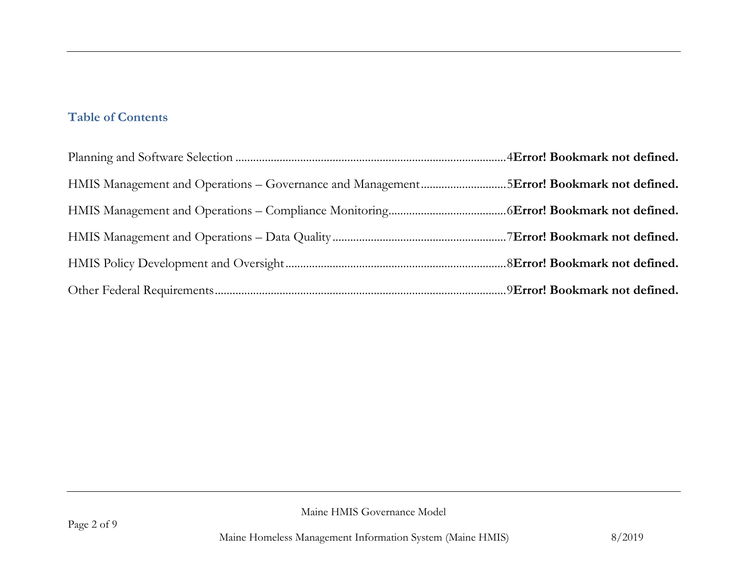## Table of Contents

Planning and Software Selection ........................................................................................4**Error! Bookmark not defined.**

HMIS Management and Operations – Governance and Management............................5**Error! Bookmark not defined.**

HMIS Management and Operations – Compliance Monitoring.......................................6**Error! Bookmark not defined.**

HMIS Management and Operations – Data Quality..........................................................7**Error! Bookmark not defined.**

HMIS Policy Development and Oversight..........................................................................8**Error! Bookmark not defined.**

Other Federal Requirements..................................................................................................9**Error! Bookmark not defined.**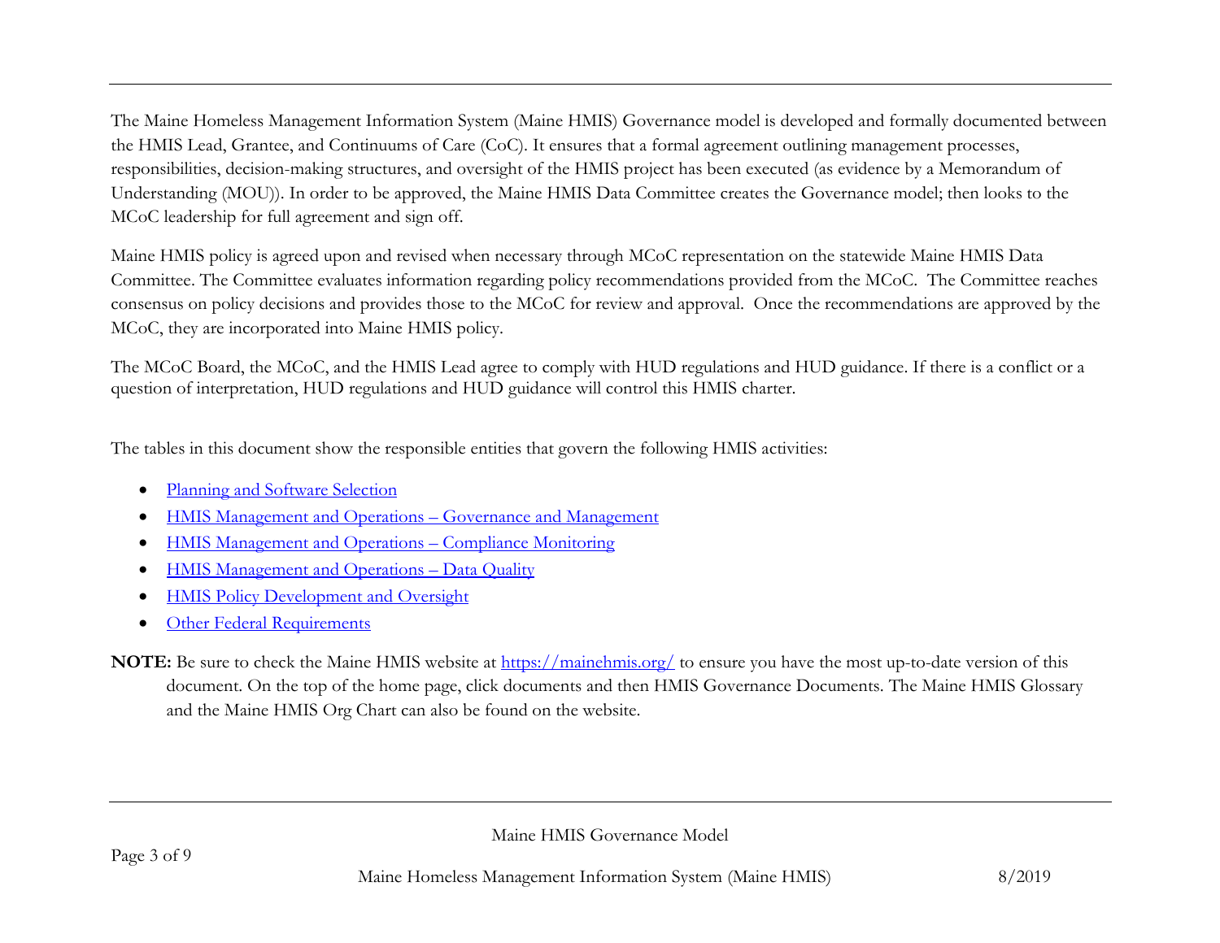The Maine Homeless Management Information System (Maine HMIS) Governance model is developed and formally documented between the HMIS Lead, Grantee, and Continuums of Care (CoC). It ensures that a formal agreement outlining management processes, responsibilities, decision-making structures, and oversight of the HMIS project has been executed (as evidence by a Memorandum of Understanding (MOU)). In order to be approved, the Maine HMIS Data Committee creates the Governance model; then looks to the MCoC leadership for full agreement and sign off.

Maine HMIS policy is agreed upon and revised when necessary through MCoC representation on the statewide Maine HMIS Data Committee. The Committee evaluates information regarding policy recommendations provided from the MCoC. The Committee reaches consensus on policy decisions and provides those to the MCoC for review and approval. Once the recommendations are approved by the MCoC, they are incorporated into Maine HMIS policy.

The MCoC Board, the MCoC, and the HMIS Lead agree to comply with HUD regulations and HUD guidance. If there is a conflict or a question of interpretation, HUD regulations and HUD guidance will control this HMIS charter.

The tables in this document show the responsible entities that govern the following HMIS activities:

- Planning and Software Selection
- HMIS Management and Operations – Governance and Management
- HMIS Management and Operations – Compliance Monitoring
- HMIS Management and Operations – Data Quality
- HMIS Policy Development and Oversight
- Other Federal Requirements

**NOTE:** Be sure to check the Maine HMIS website at https://mainehmis.org/ to ensure you have the most up-to-date version of this document. On the top of the home page, click documents and then HMIS Governance Documents. The Maine HMIS Glossary and the Maine HMIS Org Chart can also be found on the website.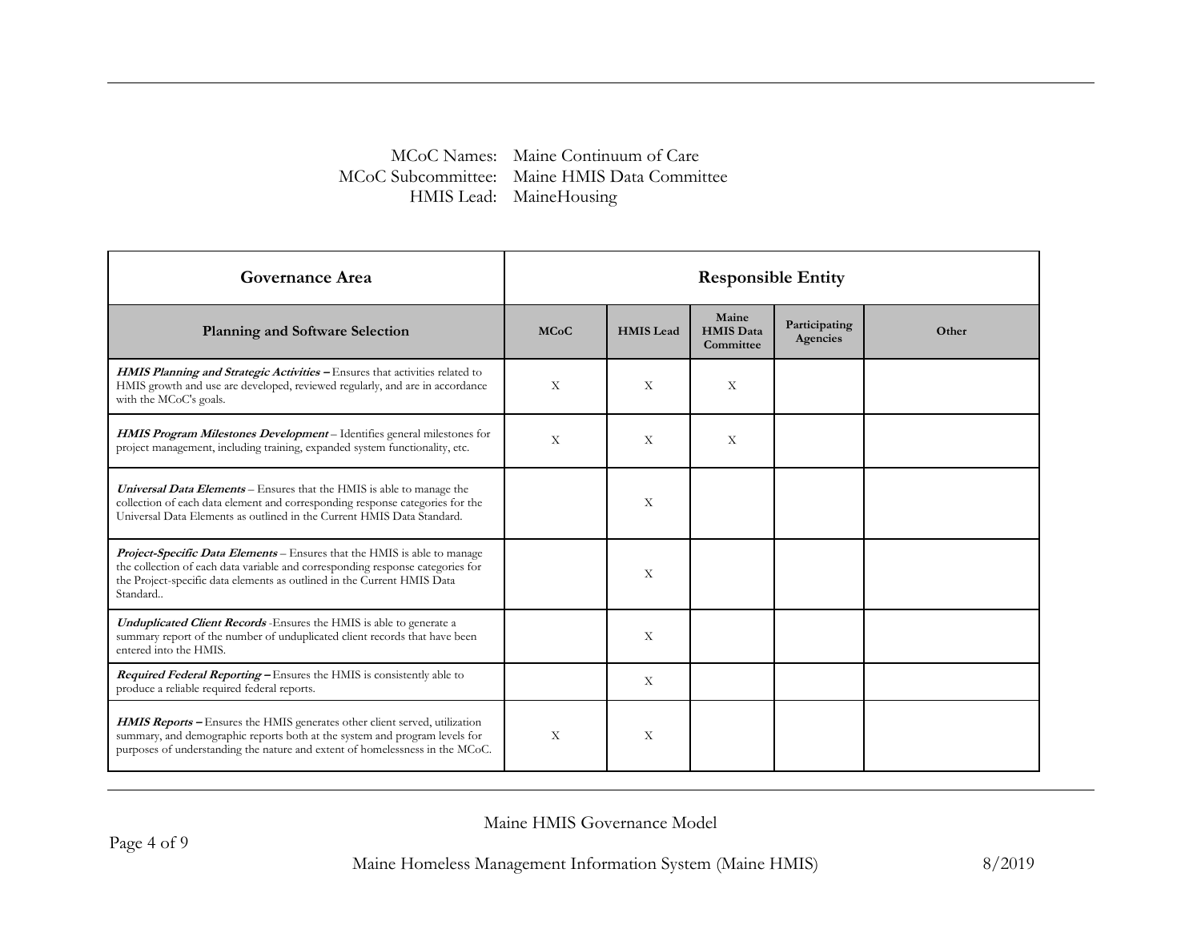MCoC Names: Maine Continuum of Care
MCoC Subcommittee: Maine HMIS Data Committee
HMIS Lead: MaineHousing

| Governance Area | Responsible Entity | | | | |
|---|---|---|---|---|---|
| **Planning and Software Selection** | **MCoC** | **HMIS Lead** | **Maine HMIS Data Committee** | **Participating Agencies** | **Other** |
| ***HMIS Planning and Strategic Activities*** **–** Ensures that activities related to HMIS growth and use are developed, reviewed regularly, and are in accordance with the MCoC's goals. | X | X | X | | |
| ***HMIS Program Milestones Development*** – Identifies general milestones for project management, including training, expanded system functionality, etc. | X | X | X | | |
| ***Universal Data Elements*** – Ensures that the HMIS is able to manage the collection of each data element and corresponding response categories for the Universal Data Elements as outlined in the Current HMIS Data Standard. | | X | | | |
| ***Project-Specific Data Elements*** – Ensures that the HMIS is able to manage the collection of each data variable and corresponding response categories for the Project-specific data elements as outlined in the Current HMIS Data Standard.. | | X | | | |
| ***Unduplicated Client Records*** -Ensures the HMIS is able to generate a summary report of the number of unduplicated client records that have been entered into the HMIS. | | X | | | |
| ***Required Federal Reporting*** **–** Ensures the HMIS is consistently able to produce a reliable required federal reports. | | X | | | |
| ***HMIS Reports*** **–** Ensures the HMIS generates other client served, utilization summary, and demographic reports both at the system and program levels for purposes of understanding the nature and extent of homelessness in the MCoC. | X | X | | | |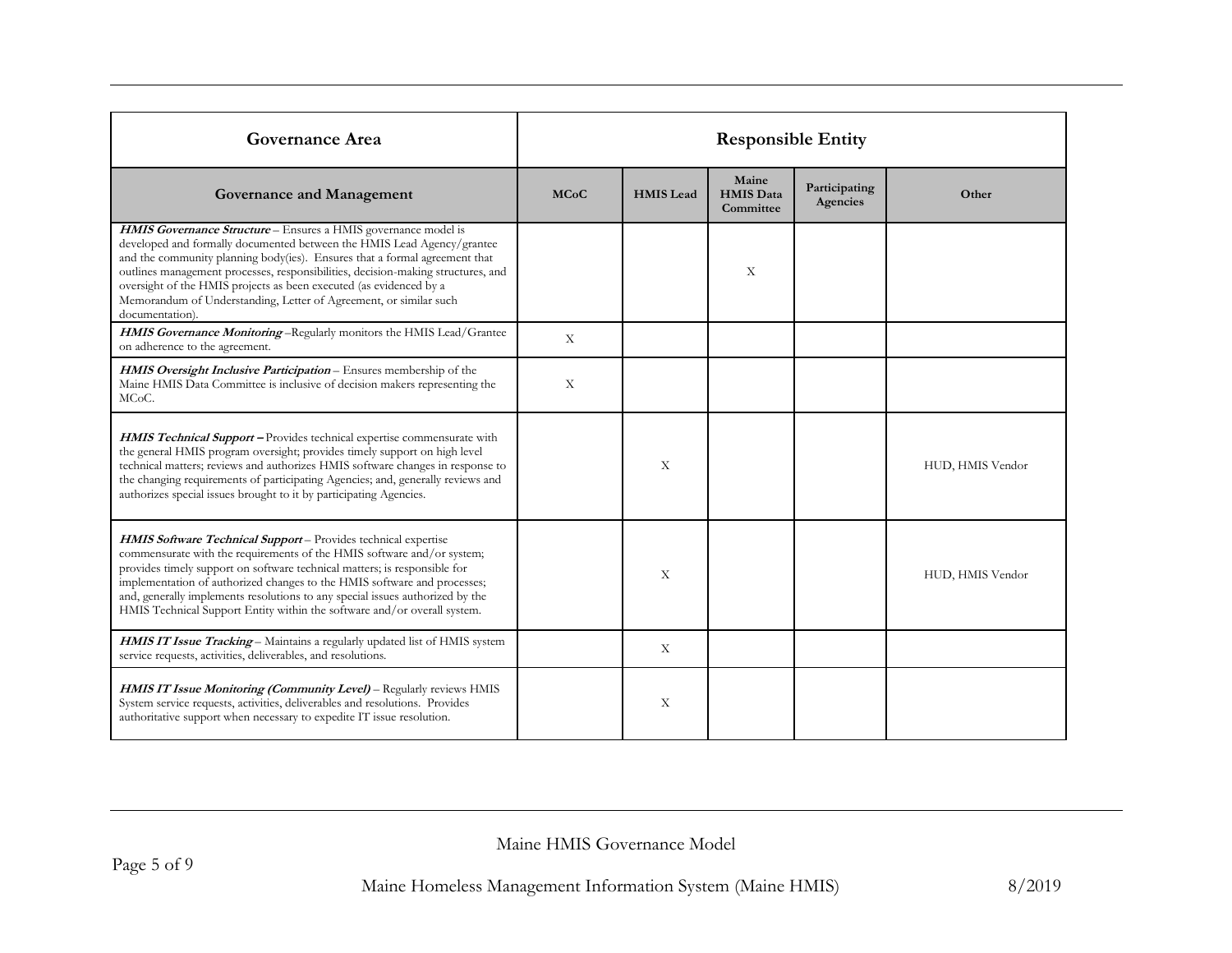| Governance Area | Responsible Entity | | | | |
|---|---|---|---|---|---|
| **Governance and Management** | **MCoC** | **HMIS Lead** | **Maine HMIS Data Committee** | **Participating Agencies** | **Other** |
| ***HMIS Governance Structure*** – Ensures a HMIS governance model is developed and formally documented between the HMIS Lead Agency/grantee and the community planning body(ies). Ensures that a formal agreement that outlines management processes, responsibilities, decision-making structures, and oversight of the HMIS projects as been executed (as evidenced by a Memorandum of Understanding, Letter of Agreement, or similar such documentation). | | | X | | |
| ***HMIS Governance Monitoring*** –Regularly monitors the HMIS Lead/Grantee on adherence to the agreement. | X | | | | |
| ***HMIS Oversight Inclusive Participation*** – Ensures membership of the Maine HMIS Data Committee is inclusive of decision makers representing the MCoC. | X | | | | |
| ***HMIS Technical Support*** – Provides technical expertise commensurate with the general HMIS program oversight; provides timely support on high level technical matters; reviews and authorizes HMIS software changes in response to the changing requirements of participating Agencies; and, generally reviews and authorizes special issues brought to it by participating Agencies. | | X | | | HUD, HMIS Vendor |
| ***HMIS Software Technical Support*** – Provides technical expertise commensurate with the requirements of the HMIS software and/or system; provides timely support on software technical matters; is responsible for implementation of authorized changes to the HMIS software and processes; and, generally implements resolutions to any special issues authorized by the HMIS Technical Support Entity within the software and/or overall system. | | X | | | HUD, HMIS Vendor |
| ***HMIS IT Issue Tracking*** – Maintains a regularly updated list of HMIS system service requests, activities, deliverables, and resolutions. | | X | | | |
| ***HMIS IT Issue Monitoring (Community Level)*** – Regularly reviews HMIS System service requests, activities, deliverables and resolutions. Provides authoritative support when necessary to expedite IT issue resolution. | | X | | | |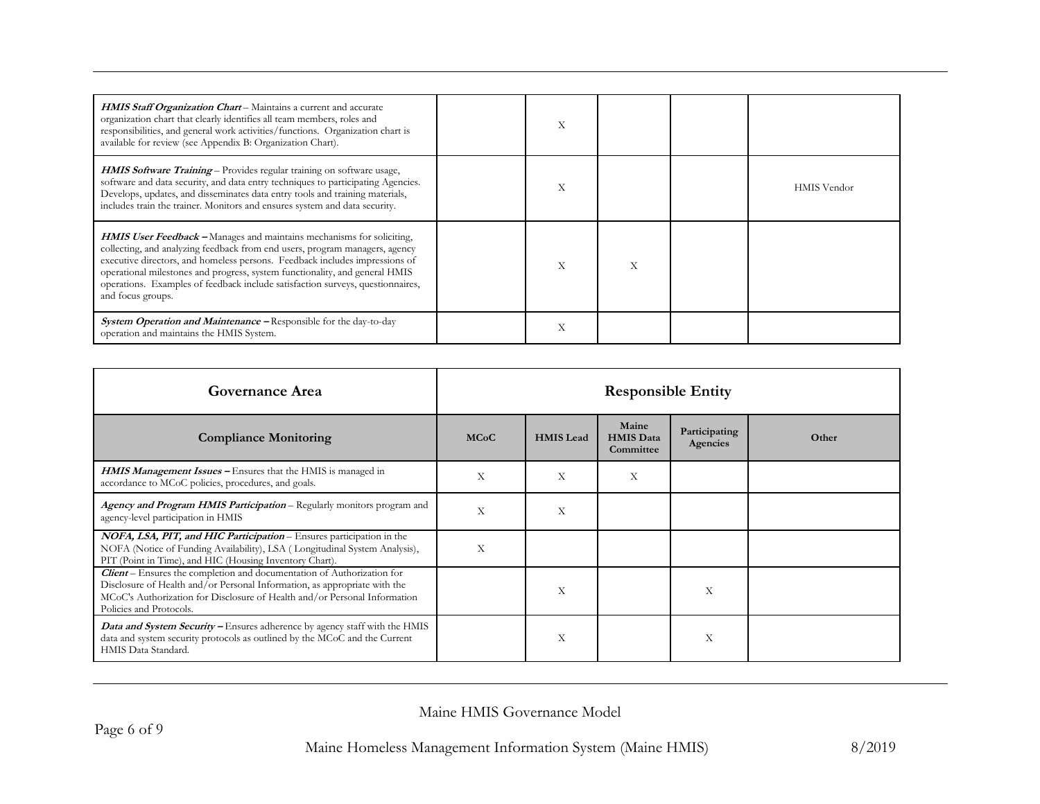| | | | | | |
|---|---|---|---|---|---|
| ***HMIS Staff Organization Chart*** – Maintains a current and accurate organization chart that clearly identifies all team members, roles and responsibilities, and general work activities/functions. Organization chart is available for review (see Appendix B: Organization Chart). | | X | | | |
| ***HMIS Software Training*** – Provides regular training on software usage, software and data security, and data entry techniques to participating Agencies. Develops, updates, and disseminates data entry tools and training materials, includes train the trainer. Monitors and ensures system and data security. | | X | | | HMIS Vendor |
| ***HMIS User Feedback*** – Manages and maintains mechanisms for soliciting, collecting, and analyzing feedback from end users, program managers, agency executive directors, and homeless persons. Feedback includes impressions of operational milestones and progress, system functionality, and general HMIS operations. Examples of feedback include satisfaction surveys, questionnaires, and focus groups. | | X | X | | |
| ***System Operation and Maintenance*** – Responsible for the day-to-day operation and maintains the HMIS System. | | X | | | |

| Governance Area | Responsible Entity | | | | |
|---|---|---|---|---|---|
| **Compliance Monitoring** | **MCoC** | **HMIS Lead** | **Maine HMIS Data Committee** | **Participating Agencies** | **Other** |
| ***HMIS Management Issues*** – Ensures that the HMIS is managed in accordance to MCoC policies, procedures, and goals. | X | X | X | | |
| ***Agency and Program HMIS Participation*** – Regularly monitors program and agency-level participation in HMIS | X | X | | | |
| ***NOFA, LSA, PIT, and HIC Participation*** – Ensures participation in the NOFA (Notice of Funding Availability), LSA ( Longitudinal System Analysis), PIT (Point in Time), and HIC (Housing Inventory Chart). | X | | | | |
| ***Client*** – Ensures the completion and documentation of Authorization for Disclosure of Health and/or Personal Information, as appropriate with the MCoC's Authorization for Disclosure of Health and/or Personal Information Policies and Protocols. | | X | | X | |
| ***Data and System Security*** – Ensures adherence by agency staff with the HMIS data and system security protocols as outlined by the MCoC and the Current HMIS Data Standard. | | X | | X | |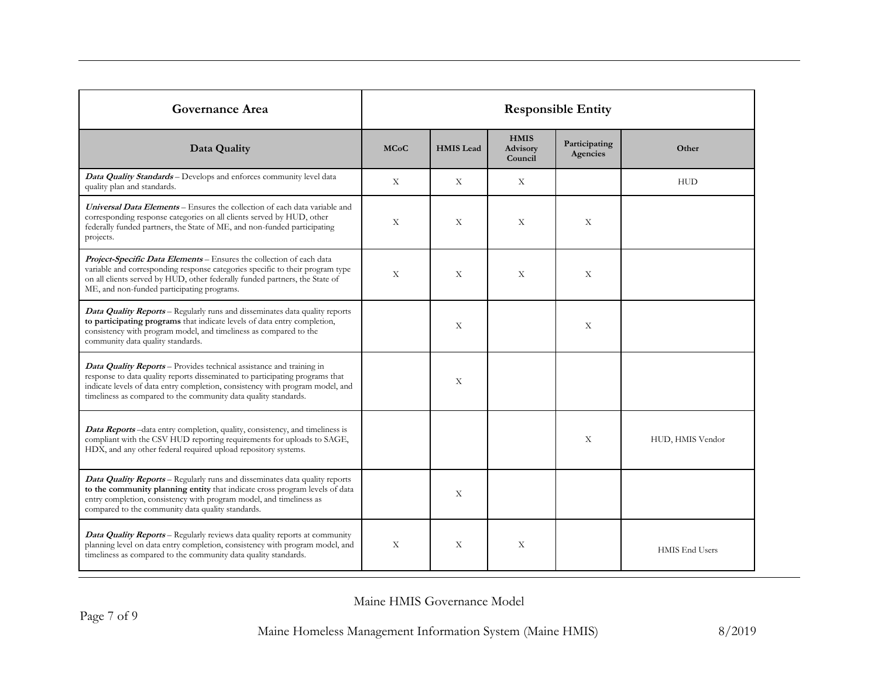| Governance Area | Responsible Entity | | | | |
|---|---|---|---|---|---|
| **Data Quality** | **MCoC** | **HMIS Lead** | **HMIS Advisory Council** | **Participating Agencies** | **Other** |
| ***Data Quality Standards*** – Develops and enforces community level data quality plan and standards. | X | X | X | | HUD |
| ***Universal Data Elements*** – Ensures the collection of each data variable and corresponding response categories on all clients served by HUD, other federally funded partners, the State of ME, and non-funded participating projects. | X | X | X | X | |
| ***Project-Specific Data Elements*** – Ensures the collection of each data variable and corresponding response categories specific to their program type on all clients served by HUD, other federally funded partners, the State of ME, and non-funded participating programs. | X | X | X | X | |
| ***Data Quality Reports*** – Regularly runs and disseminates data quality reports **to participating programs** that indicate levels of data entry completion, consistency with program model, and timeliness as compared to the community data quality standards. | | X | | X | |
| ***Data Quality Reports*** – Provides technical assistance and training in response to data quality reports disseminated to participating programs that indicate levels of data entry completion, consistency with program model, and timeliness as compared to the community data quality standards. | | X | | | |
| ***Data Reports*** –data entry completion, quality, consistency, and timeliness is compliant with the CSV HUD reporting requirements for uploads to SAGE, HDX, and any other federal required upload repository systems. | | | | X | HUD, HMIS Vendor |
| ***Data Quality Reports*** – Regularly runs and disseminates data quality reports **to the community planning entity** that indicate cross program levels of data entry completion, consistency with program model, and timeliness as compared to the community data quality standards. | | X | | | |
| ***Data Quality Reports*** – Regularly reviews data quality reports at community planning level on data entry completion, consistency with program model, and timeliness as compared to the community data quality standards. | X | X | X | | HMIS End Users |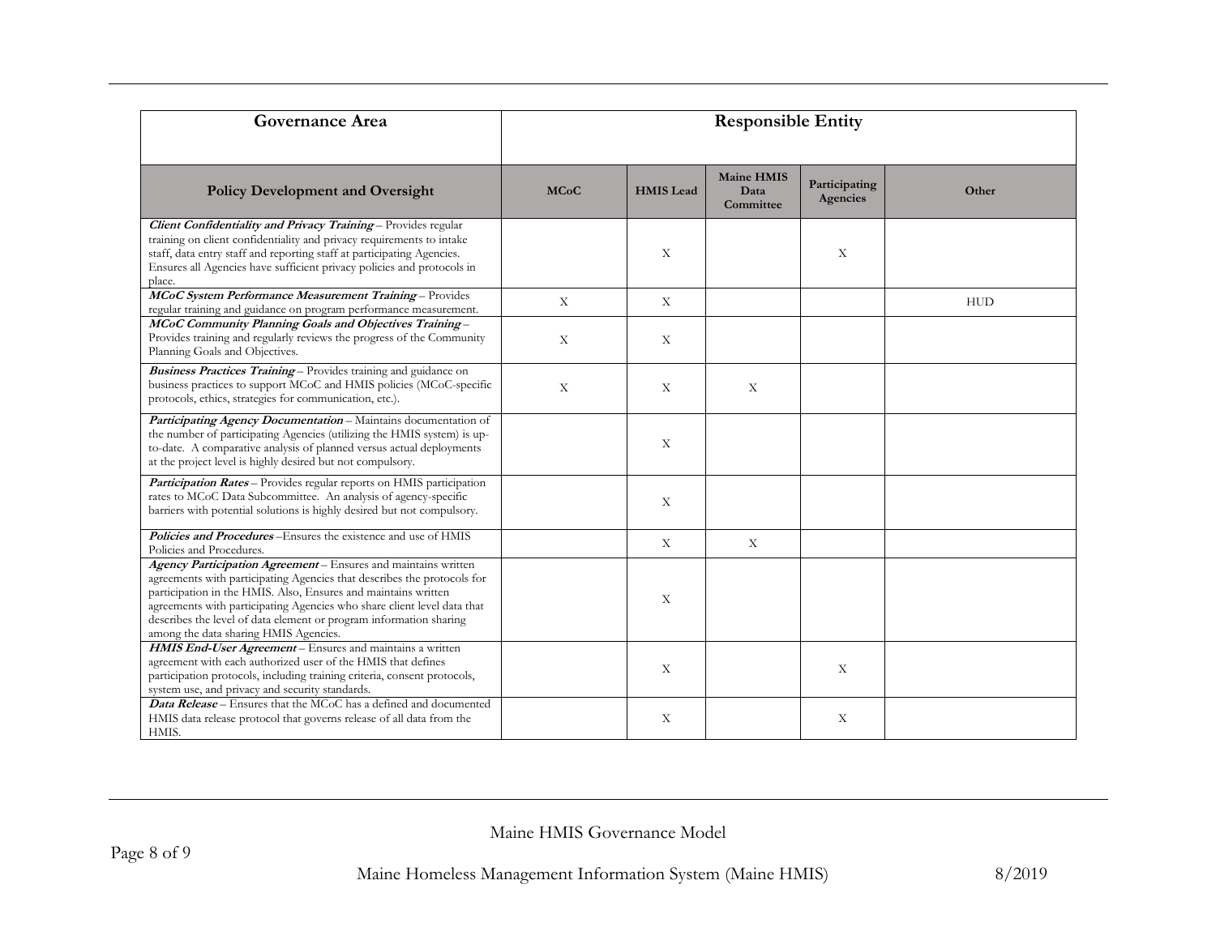| Governance Area | Responsible Entity | | | | |
|---|---|---|---|---|---|
| **Policy Development and Oversight** | **MCoC** | **HMIS Lead** | **Maine HMIS Data Committee** | **Participating Agencies** | **Other** |
| ***Client Confidentiality and Privacy Training*** – Provides regular training on client confidentiality and privacy requirements to intake staff, data entry staff and reporting staff at participating Agencies. Ensures all Agencies have sufficient privacy policies and protocols in place. | | X | | X | |
| ***MCoC System Performance Measurement Training*** – Provides regular training and guidance on program performance measurement. | X | X | | | HUD |
| ***MCoC Community Planning Goals and Objectives Training*** – Provides training and regularly reviews the progress of the Community Planning Goals and Objectives. | X | X | | | |
| ***Business Practices Training*** – Provides training and guidance on business practices to support MCoC and HMIS policies (MCoC-specific protocols, ethics, strategies for communication, etc.). | X | X | X | | |
| ***Participating Agency Documentation*** – Maintains documentation of the number of participating Agencies (utilizing the HMIS system) is up-to-date. A comparative analysis of planned versus actual deployments at the project level is highly desired but not compulsory. | | X | | | |
| ***Participation Rates*** – Provides regular reports on HMIS participation rates to MCoC Data Subcommittee. An analysis of agency-specific barriers with potential solutions is highly desired but not compulsory. | | X | | | |
| ***Policies and Procedures*** –Ensures the existence and use of HMIS Policies and Procedures. | | X | X | | |
| ***Agency Participation Agreement*** – Ensures and maintains written agreements with participating Agencies that describes the protocols for participation in the HMIS. Also, Ensures and maintains written agreements with participating Agencies who share client level data that describes the level of data element or program information sharing among the data sharing HMIS Agencies. | | X | | | |
| ***HMIS End-User Agreement*** – Ensures and maintains a written agreement with each authorized user of the HMIS that defines participation protocols, including training criteria, consent protocols, system use, and privacy and security standards. | | X | | X | |
| ***Data Release*** – Ensures that the MCoC has a defined and documented HMIS data release protocol that governs release of all data from the HMIS. | | X | | X | |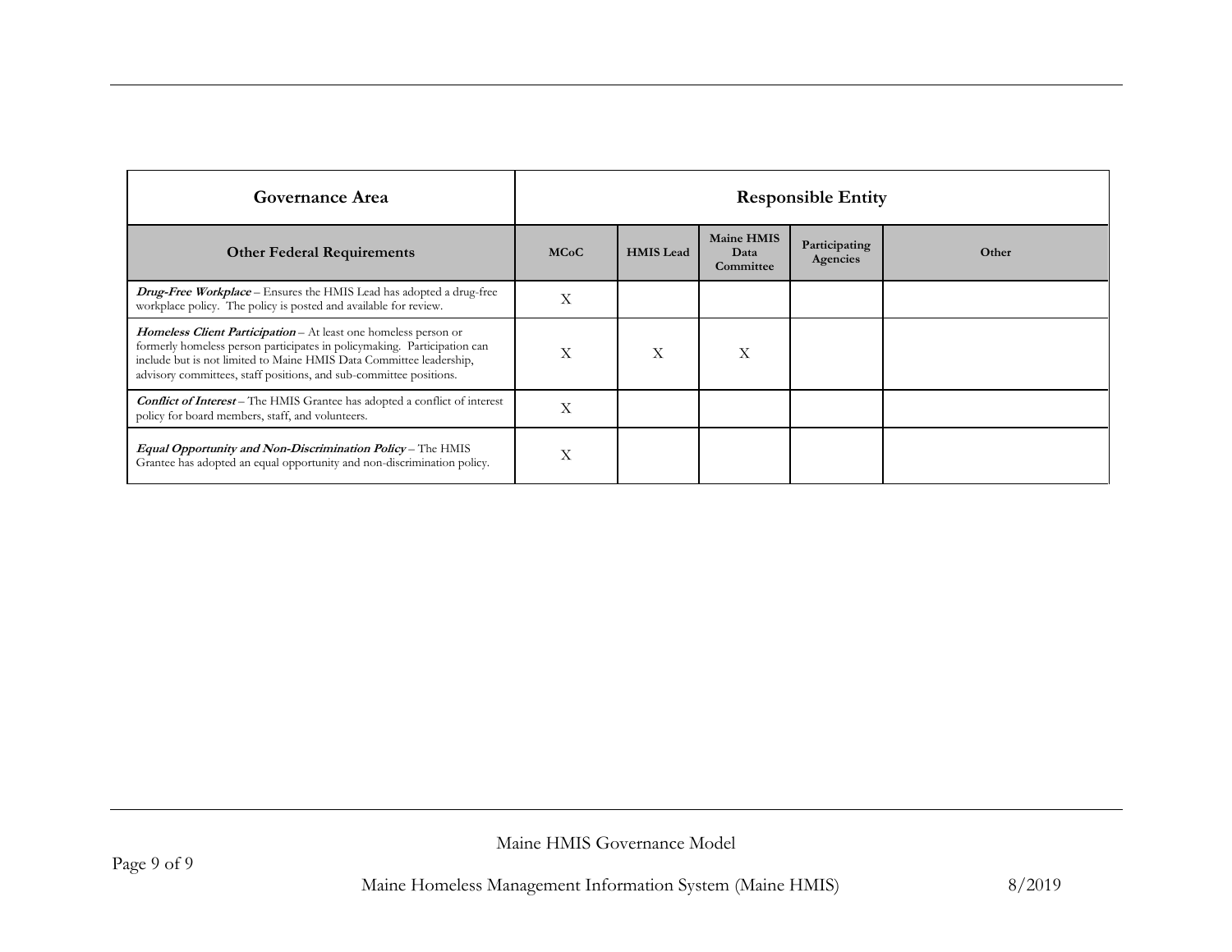| Governance Area | Responsible Entity | | | | |
|---|---|---|---|---|---|
| **Other Federal Requirements** | **MCoC** | **HMIS Lead** | **Maine HMIS Data Committee** | **Participating Agencies** | **Other** |
| ***Drug-Free Workplace*** – Ensures the HMIS Lead has adopted a drug-free workplace policy. The policy is posted and available for review. | X | | | | |
| ***Homeless Client Participation*** – At least one homeless person or formerly homeless person participates in policymaking. Participation can include but is not limited to Maine HMIS Data Committee leadership, advisory committees, staff positions, and sub-committee positions. | X | X | X | | |
| ***Conflict of Interest*** – The HMIS Grantee has adopted a conflict of interest policy for board members, staff, and volunteers. | X | | | | |
| ***Equal Opportunity and Non-Discrimination Policy*** – The HMIS Grantee has adopted an equal opportunity and non-discrimination policy. | X | | | | |